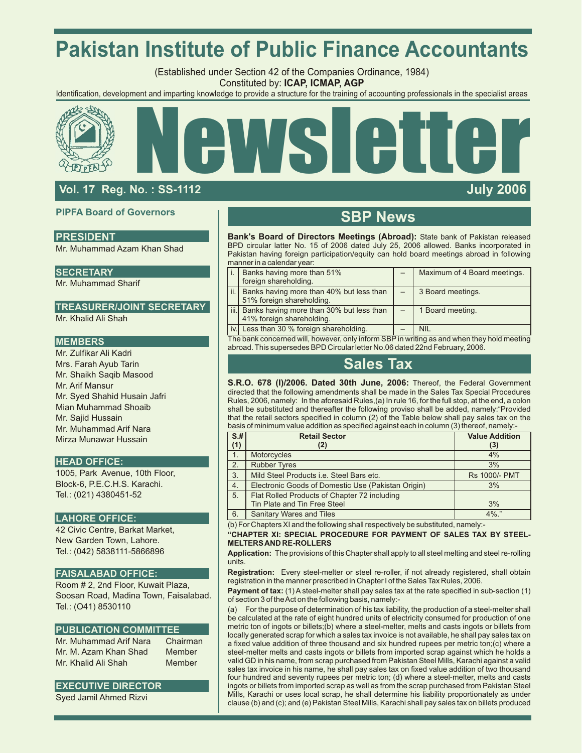# Pakistan Institute of Public Finance Accountants

(Established under Section 42 of the Companies Ordinance, 1984)
Constituted by: **ICAP, ICMAP, AGP**

Identification, development and imparting knowledge to provide a structure for the training of accounting professionals in the specialist areas

# Newsletter

**Vol. 17 Reg. No. : SS-1112** **July 2006**

**PIPFA Board of Governors**

**PRESIDENT**
Mr. Muhammad Azam Khan Shad

**SECRETARY**
Mr. Muhammad Sharif

**TREASURER/JOINT SECRETARY**
Mr. Khalid Ali Shah

**MEMBERS**
Mr. Zulfikar Ali Kadri
Mrs. Farah Ayub Tarin
Mr. Shaikh Saqib Masood
Mr. Arif Mansur
Mr. Syed Shahid Husain Jafri
Mian Muhammad Shoaib
Mr. Sajid Hussain
Mr. Muhammad Arif Nara
Mirza Munawar Hussain

**HEAD OFFICE:**
1005, Park Avenue, 10th Floor,
Block-6, P.E.C.H.S. Karachi.
Tel.: (021) 4380451-52

**LAHORE OFFICE:**
42 Civic Centre, Barkat Market,
New Garden Town, Lahore.
Tel.: (042) 5838111-5866896

**FAISALABAD OFFICE:**
Room # 2, 2nd Floor, Kuwait Plaza,
Soosan Road, Madina Town, Faisalabad.
Tel.: (O41) 8530110

**PUBLICATION COMMITTEE**

| | |
|---|---|
| Mr. Muhammad Arif Nara | Chairman |
| Mr. M. Azam Khan Shad | Member |
| Mr. Khalid Ali Shah | Member |

**EXECUTIVE DIRECTOR**
Syed Jamil Ahmed Rizvi

## SBP News

**Bank's Board of Directors Meetings (Abroad):** State bank of Pakistan released BPD circular latter No. 15 of 2006 dated July 25, 2006 allowed. Banks incorporated in Pakistan having foreign participation/equity can hold board meetings abroad in following manner in a calendar year:

| | | | |
|---|---|---|---|
| i. | Banks having more than 51% foreign shareholding. | – | Maximum of 4 Board meetings. |
| ii. | Banks having more than 40% but less than 51% foreign shareholding. | – | 3 Board meetings. |
| iii. | Banks having more than 30% but less than 41% foreign shareholding. | – | 1 Board meeting. |
| iv. | Less than 30 % foreign shareholding. | – | NIL |

The bank concerned will, however, only inform SBP in writing as and when they hold meeting abroad. This supersedes BPD Circular letter No.06 dated 22nd February, 2006.

## Sales Tax

**S.R.O. 678 (I)/2006. Dated 30th June, 2006:** Thereof, the Federal Government directed that the following amendments shall be made in the Sales Tax Special Procedures Rules, 2006, namely: In the aforesaid Rules,(a) In rule 16, for the full stop, at the end, a colon shall be substituted and thereafter the following proviso shall be added, namely:"Provided that the retail sectors specified in column (2) of the Table below shall pay sales tax on the basis of minimum value addition as specified against each in column (3) thereof, namely:-

| S.# (1) | Retail Sector (2) | Value Addition (3) |
|---|---|---|
| 1. | Motorcycles | 4% |
| 2. | Rubber Tyres | 3% |
| 3. | Mild Steel Products i.e. Steel Bars etc. | Rs 1000/- PMT |
| 4. | Electronic Goods of Domestic Use (Pakistan Origin) | 3% |
| 5. | Flat Rolled Products of Chapter 72 including Tin Plate and Tin Free Steel | 3% |
| 6. | Sanitary Wares and Tiles | 4%." |

(b) For Chapters XI and the following shall respectively be substituted, namely:-

**"CHAPTER XI: SPECIAL PROCEDURE FOR PAYMENT OF SALES TAX BY STEEL-MELTERS AND RE-ROLLERS**

**Application:** The provisions of this Chapter shall apply to all steel melting and steel re-rolling units.

**Registration:** Every steel-melter or steel re-roller, if not already registered, shall obtain registration in the manner prescribed in Chapter I of the Sales Tax Rules, 2006.

**Payment of tax:** (1) A steel-melter shall pay sales tax at the rate specified in sub-section (1) of section 3 of the Act on the following basis, namely:-

(a) For the purpose of determination of his tax liability, the production of a steel-melter shall be calculated at the rate of eight hundred units of electricity consumed for production of one metric ton of ingots or billets;(b) where a steel-melter, melts and casts ingots or billets from locally generated scrap for which a sales tax invoice is not available, he shall pay sales tax on a fixed value addition of three thousand and six hundred rupees per metric ton;(c) where a steel-melter melts and casts ingots or billets from imported scrap against which he holds a valid GD in his name, from scrap purchased from Pakistan Steel Mills, Karachi against a valid sales tax invoice in his name, he shall pay sales tax on fixed value addition of two thousand four hundred and seventy rupees per metric ton; (d) where a steel-melter, melts and casts ingots or billets from imported scrap as well as from the scrap purchased from Pakistan Steel Mills, Karachi or uses local scrap, he shall determine his liability proportionately as under clause (b) and (c); and (e) Pakistan Steel Mills, Karachi shall pay sales tax on billets produced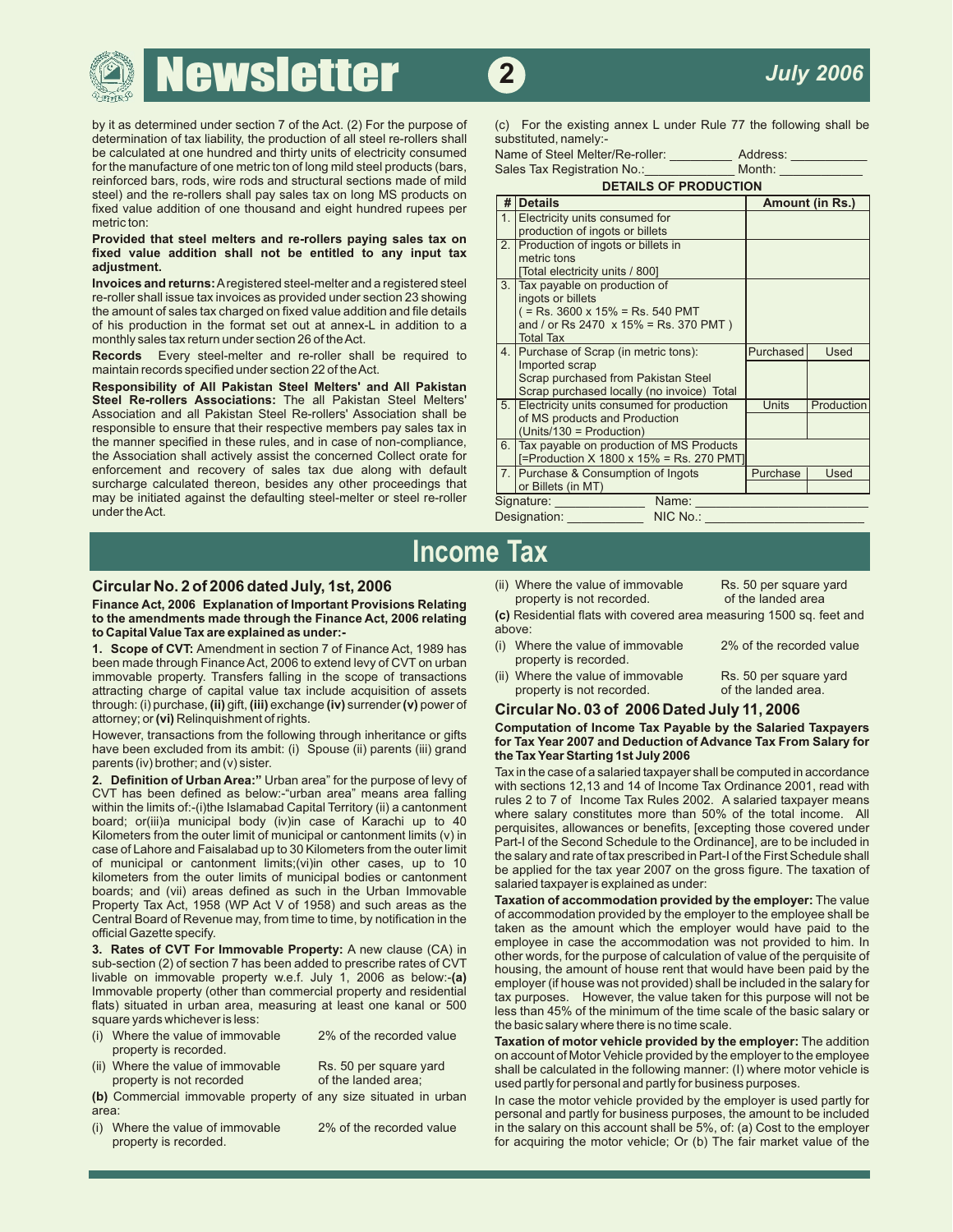by it as determined under section 7 of the Act. (2) For the purpose of determination of tax liability, the production of all steel re-rollers shall be calculated at one hundred and thirty units of electricity consumed for the manufacture of one metric ton of long mild steel products (bars, reinforced bars, rods, wire rods and structural sections made of mild steel) and the re-rollers shall pay sales tax on long MS products on fixed value addition of one thousand and eight hundred rupees per metric ton:

**Provided that steel melters and re-rollers paying sales tax on fixed value addition shall not be entitled to any input tax adjustment.**

**Invoices and returns:** A registered steel-melter and a registered steel re-roller shall issue tax invoices as provided under section 23 showing the amount of sales tax charged on fixed value addition and file details of his production in the format set out at annex-L in addition to a monthly sales tax return under section 26 of the Act.

**Records** Every steel-melter and re-roller shall be required to maintain records specified under section 22 of the Act.

**Responsibility of All Pakistan Steel Melters' and All Pakistan Steel Re-rollers Associations:** The all Pakistan Steel Melters' Association and all Pakistan Steel Re-rollers' Association shall be responsible to ensure that their respective members pay sales tax in the manner specified in these rules, and in case of non-compliance, the Association shall actively assist the concerned Collect orate for enforcement and recovery of sales tax due along with default surcharge calculated thereon, besides any other proceedings that may be initiated against the defaulting steel-melter or steel re-roller under the Act.

(c) For the existing annex L under Rule 77 the following shall be substituted, namely:-

Name of Steel Melter/Re-roller: _________ Address: ___________

Sales Tax Registration No.:_____________ Month: ___________

**DETAILS OF PRODUCTION**

| # | Details | Amount (in Rs.) | |
|---|---|---|---|
| 1. | Electricity units consumed for production of ingots or billets | | |
| 2. | Production of ingots or billets in metric tons [Total electricity units / 800] | | |
| 3. | Tax payable on production of ingots or billets ( = Rs. 3600 x 15% = Rs. 540 PMT and / or Rs 2470 x 15% = Rs. 370 PMT ) Total Tax | | |
| 4. | Purchase of Scrap (in metric tons): Imported scrap Scrap purchased from Pakistan Steel Scrap purchased locally (no invoice) Total | Purchased | Used |
| 5. | Electricity units consumed for production of MS products and Production (Units/130 = Production) | Units | Production |
| 6. | Tax payable on production of MS Products [=Production X 1800 x 15% = Rs. 270 PMT] | | |
| 7. | Purchase & Consumption of Ingots or Billets (in MT) | Purchase | Used |

Signature: _____________ Name: ________________________

Designation: ___________ NIC No.: _______________________

# Income Tax

## Circular No. 2 of 2006 dated July, 1st, 2006

**Finance Act, 2006 Explanation of Important Provisions Relating to the amendments made through the Finance Act, 2006 relating to Capital Value Tax are explained as under:-**

**1. Scope of CVT:** Amendment in section 7 of Finance Act, 1989 has been made through Finance Act, 2006 to extend levy of CVT on urban immovable property. Transfers falling in the scope of transactions attracting charge of capital value tax include acquisition of assets through: (i) purchase, **(ii)** gift, **(iii)** exchange **(iv)** surrender **(v)** power of attorney; or **(vi)** Relinquishment of rights.

However, transactions from the following through inheritance or gifts have been excluded from its ambit: (i) Spouse (ii) parents (iii) grand parents (iv) brother; and (v) sister.

**2. Definition of Urban Area:"** Urban area" for the purpose of levy of CVT has been defined as below:-"urban area" means area falling within the limits of:-(i)the Islamabad Capital Territory (ii) a cantonment board; or(iii)a municipal body (iv)in case of Karachi up to 40 Kilometers from the outer limit of municipal or cantonment limits (v) in case of Lahore and Faisalabad up to 30 Kilometers from the outer limit of municipal or cantonment limits;(vi)in other cases, up to 10 kilometers from the outer limits of municipal bodies or cantonment boards; and (vii) areas defined as such in the Urban Immovable Property Tax Act, 1958 (WP Act V of 1958) and such areas as the Central Board of Revenue may, from time to time, by notification in the official Gazette specify.

**3. Rates of CVT For Immovable Property:** A new clause (CA) in sub-section (2) of section 7 has been added to prescribe rates of CVT livable on immovable property w.e.f. July 1, 2006 as below:-**(a)** Immovable property (other than commercial property and residential flats) situated in urban area, measuring at least one kanal or 500 square yards whichever is less:

(i) Where the value of immovable property is recorded. — 2% of the recorded value

(ii) Where the value of immovable property is not recorded — Rs. 50 per square yard of the landed area;

**(b)** Commercial immovable property of any size situated in urban area:

(i) Where the value of immovable property is recorded. — 2% of the recorded value

(ii) Where the value of immovable property is not recorded. — Rs. 50 per square yard of the landed area

**(c)** Residential flats with covered area measuring 1500 sq. feet and above:

(i) Where the value of immovable property is recorded. — 2% of the recorded value

(ii) Where the value of immovable property is not recorded. — Rs. 50 per square yard of the landed area.

## Circular No. 03 of 2006 Dated July 11, 2006

**Computation of Income Tax Payable by the Salaried Taxpayers for Tax Year 2007 and Deduction of Advance Tax From Salary for the Tax Year Starting 1st July 2006**

Tax in the case of a salaried taxpayer shall be computed in accordance with sections 12,13 and 14 of Income Tax Ordinance 2001, read with rules 2 to 7 of Income Tax Rules 2002. A salaried taxpayer means where salary constitutes more than 50% of the total income. All perquisites, allowances or benefits, [excepting those covered under Part-I of the Second Schedule to the Ordinance], are to be included in the salary and rate of tax prescribed in Part-I of the First Schedule shall be applied for the tax year 2007 on the gross figure. The taxation of salaried taxpayer is explained as under:

**Taxation of accommodation provided by the employer:** The value of accommodation provided by the employer to the employee shall be taken as the amount which the employer would have paid to the employee in case the accommodation was not provided to him. In other words, for the purpose of calculation of value of the perquisite of housing, the amount of house rent that would have been paid by the employer (if house was not provided) shall be included in the salary for tax purposes. However, the value taken for this purpose will not be less than 45% of the minimum of the time scale of the basic salary or the basic salary where there is no time scale.

**Taxation of motor vehicle provided by the employer:** The addition on account of Motor Vehicle provided by the employer to the employee shall be calculated in the following manner: (I) where motor vehicle is used partly for personal and partly for business purposes.

In case the motor vehicle provided by the employer is used partly for personal and partly for business purposes, the amount to be included in the salary on this account shall be 5%, of: (a) Cost to the employer for acquiring the motor vehicle; Or (b) The fair market value of the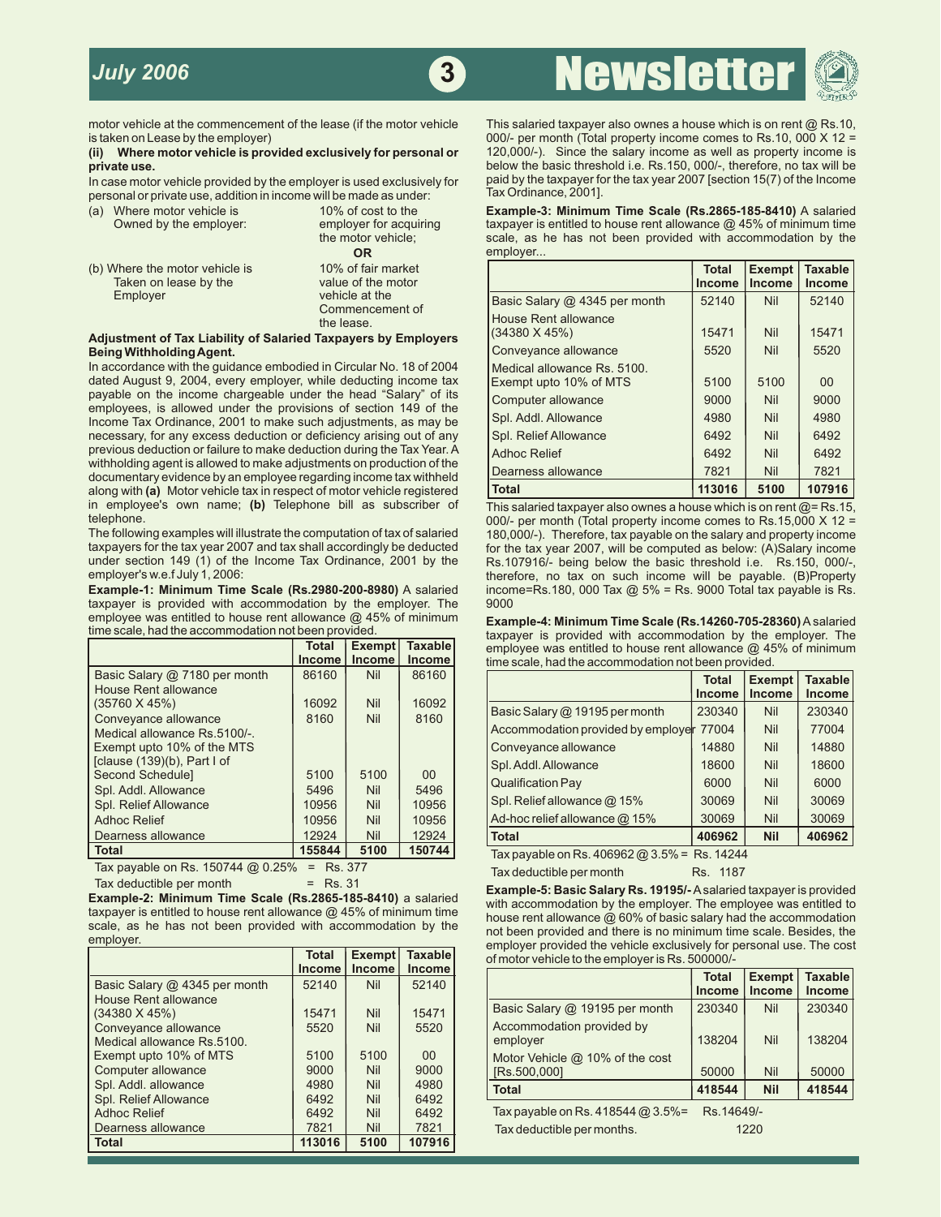motor vehicle at the commencement of the lease (if the motor vehicle is taken on Lease by the employer)

**(ii) Where motor vehicle is provided exclusively for personal or private use.**

In case motor vehicle provided by the employer is used exclusively for personal or private use, addition in income will be made as under:

(a) Where motor vehicle is Owned by the employer: 10% of cost to the employer for acquiring the motor vehicle;

**OR**

(b) Where the motor vehicle is Taken on lease by the Employer: 10% of fair market value of the motor vehicle at the Commencement of the lease.

**Adjustment of Tax Liability of Salaried Taxpayers by Employers Being Withholding Agent.**

In accordance with the guidance embodied in Circular No. 18 of 2004 dated August 9, 2004, every employer, while deducting income tax payable on the income chargeable under the head "Salary" of its employees, is allowed under the provisions of section 149 of the Income Tax Ordinance, 2001 to make such adjustments, as may be necessary, for any excess deduction or deficiency arising out of any previous deduction or failure to make deduction during the Tax Year. A withholding agent is allowed to make adjustments on production of the documentary evidence by an employee regarding income tax withheld along with **(a)** Motor vehicle tax in respect of motor vehicle registered in employee's own name; **(b)** Telephone bill as subscriber of telephone.

The following examples will illustrate the computation of tax of salaried taxpayers for the tax year 2007 and tax shall accordingly be deducted under section 149 (1) of the Income Tax Ordinance, 2001 by the employer's w.e.f July 1, 2006:

**Example-1: Minimum Time Scale (Rs.2980-200-8980)** A salaried taxpayer is provided with accommodation by the employer. The employee was entitled to house rent allowance @ 45% of minimum time scale, had the accommodation not been provided.

| | Total Income | Exempt Income | Taxable Income |
|---|---|---|---|
| Basic Salary @ 7180 per month | 86160 | Nil | 86160 |
| House Rent allowance (35760 X 45%) | 16092 | Nil | 16092 |
| Conveyance allowance | 8160 | Nil | 8160 |
| Medical allowance Rs.5100/-. Exempt upto 10% of the MTS [clause (139)(b), Part I of Second Schedule] | 5100 | 5100 | 00 |
| Spl. Addl. Allowance | 5496 | Nil | 5496 |
| Spl. Relief Allowance | 10956 | Nil | 10956 |
| Adhoc Relief | 10956 | Nil | 10956 |
| Dearness allowance | 12924 | Nil | 12924 |
| **Total** | **155844** | **5100** | **150744** |

Tax payable on Rs. 150744 @ 0.25% = Rs. 377

Tax deductible per month = Rs. 31

**Example-2: Minimum Time Scale (Rs.2865-185-8410)** a salaried taxpayer is entitled to house rent allowance @ 45% of minimum time scale, as he has not been provided with accommodation by the employer.

| | Total Income | Exempt Income | Taxable Income |
|---|---|---|---|
| Basic Salary @ 4345 per month | 52140 | Nil | 52140 |
| House Rent allowance (34380 X 45%) | 15471 | Nil | 15471 |
| Conveyance allowance | 5520 | Nil | 5520 |
| Medical allowance Rs.5100. Exempt upto 10% of MTS | 5100 | 5100 | 00 |
| Computer allowance | 9000 | Nil | 9000 |
| Spl. Addl. allowance | 4980 | Nil | 4980 |
| Spl. Relief Allowance | 6492 | Nil | 6492 |
| Adhoc Relief | 6492 | Nil | 6492 |
| Dearness allowance | 7821 | Nil | 7821 |
| **Total** | **113016** | **5100** | **107916** |

This salaried taxpayer also ownes a house which is on rent @ Rs.10, 000/- per month (Total property income comes to Rs.10, 000 X 12 = 120,000/-). Since the salary income as well as property income is below the basic threshold i.e. Rs.150, 000/-, therefore, no tax will be paid by the taxpayer for the tax year 2007 [section 15(7) of the Income Tax Ordinance, 2001].

**Example-3: Minimum Time Scale (Rs.2865-185-8410)** A salaried taxpayer is entitled to house rent allowance @ 45% of minimum time scale, as he has not been provided with accommodation by the employer...

| | Total Income | Exempt Income | Taxable Income |
|---|---|---|---|
| Basic Salary @ 4345 per month | 52140 | Nil | 52140 |
| House Rent allowance (34380 X 45%) | 15471 | Nil | 15471 |
| Conveyance allowance | 5520 | Nil | 5520 |
| Medical allowance Rs. 5100. Exempt upto 10% of MTS | 5100 | 5100 | 00 |
| Computer allowance | 9000 | Nil | 9000 |
| Spl. Addl. Allowance | 4980 | Nil | 4980 |
| Spl. Relief Allowance | 6492 | Nil | 6492 |
| Adhoc Relief | 6492 | Nil | 6492 |
| Dearness allowance | 7821 | Nil | 7821 |
| **Total** | **113016** | **5100** | **107916** |

This salaried taxpayer also ownes a house which is on rent @= Rs.15, 000/- per month (Total property income comes to Rs.15,000 X 12 = 180,000/-). Therefore, tax payable on the salary and property income for the tax year 2007, will be computed as below: (A)Salary income Rs.107916/- being below the basic threshold i.e. Rs.150, 000/-, therefore, no tax on such income will be payable. (B)Property income=Rs.180, 000 Tax @ 5% = Rs. 9000 Total tax payable is Rs. 9000

**Example-4: Minimum Time Scale (Rs.14260-705-28360)** A salaried taxpayer is provided with accommodation by the employer. The employee was entitled to house rent allowance @ 45% of minimum time scale, had the accommodation not been provided.

| | Total Income | Exempt Income | Taxable Income |
|---|---|---|---|
| Basic Salary @ 19195 per month | 230340 | Nil | 230340 |
| Accommodation provided by employer | 77004 | Nil | 77004 |
| Conveyance allowance | 14880 | Nil | 14880 |
| Spl. Addl. Allowance | 18600 | Nil | 18600 |
| Qualification Pay | 6000 | Nil | 6000 |
| Spl. Relief allowance @ 15% | 30069 | Nil | 30069 |
| Ad-hoc relief allowance @ 15% | 30069 | Nil | 30069 |
| **Total** | **406962** | **Nil** | **406962** |

Tax payable on Rs. 406962 @ 3.5% = Rs. 14244

Tax deductible per month Rs. 1187

**Example-5: Basic Salary Rs. 19195/-** A salaried taxpayer is provided with accommodation by the employer. The employee was entitled to house rent allowance @ 60% of basic salary had the accommodation not been provided and there is no minimum time scale. Besides, the employer provided the vehicle exclusively for personal use. The cost of motor vehicle to the employer is Rs. 500000/-

| | Total Income | Exempt Income | Taxable Income |
|---|---|---|---|
| Basic Salary @ 19195 per month | 230340 | Nil | 230340 |
| Accommodation provided by employer | 138204 | Nil | 138204 |
| Motor Vehicle @ 10% of the cost [Rs.500,000] | 50000 | Nil | 50000 |
| **Total** | **418544** | **Nil** | **418544** |

Tax payable on Rs. 418544 @ 3.5%= Rs.14649/-

Tax deductible per months. 1220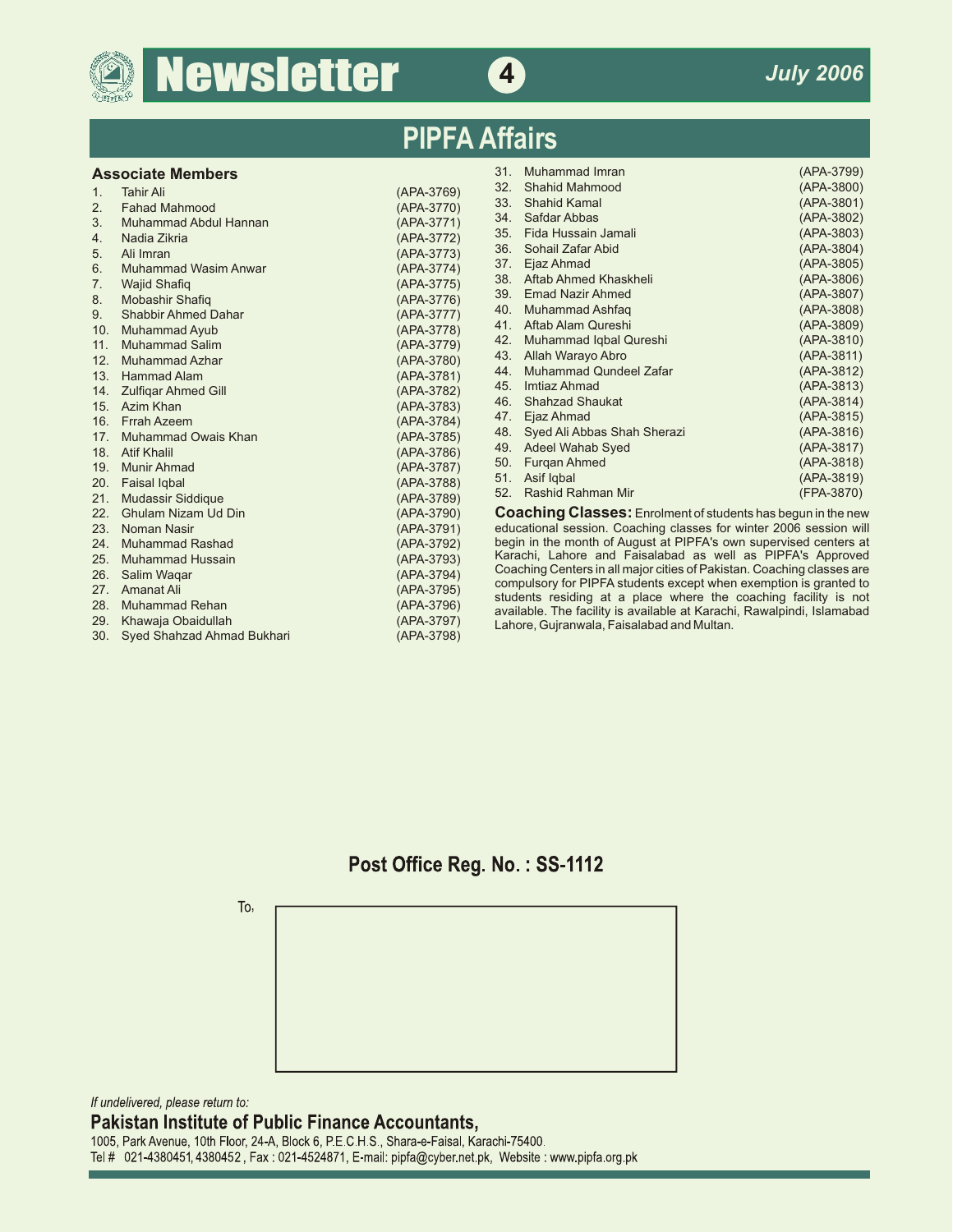# Newsletter

July 2006

## PIPFA Affairs

### Associate Members

1. Tahir Ali (APA-3769)
2. Fahad Mahmood (APA-3770)
3. Muhammad Abdul Hannan (APA-3771)
4. Nadia Zikria (APA-3772)
5. Ali Imran (APA-3773)
6. Muhammad Wasim Anwar (APA-3774)
7. Wajid Shafiq (APA-3775)
8. Mobashir Shafiq (APA-3776)
9. Shabbir Ahmed Dahar (APA-3777)
10. Muhammad Ayub (APA-3778)
11. Muhammad Salim (APA-3779)
12. Muhammad Azhar (APA-3780)
13. Hammad Alam (APA-3781)
14. Zulfiqar Ahmed Gill (APA-3782)
15. Azim Khan (APA-3783)
16. Frrah Azeem (APA-3784)
17. Muhammad Owais Khan (APA-3785)
18. Atif Khalil (APA-3786)
19. Munir Ahmad (APA-3787)
20. Faisal Iqbal (APA-3788)
21. Mudassir Siddique (APA-3789)
22. Ghulam Nizam Ud Din (APA-3790)
23. Noman Nasir (APA-3791)
24. Muhammad Rashad (APA-3792)
25. Muhammad Hussain (APA-3793)
26. Salim Waqar (APA-3794)
27. Amanat Ali (APA-3795)
28. Muhammad Rehan (APA-3796)
29. Khawaja Obaidullah (APA-3797)
30. Syed Shahzad Ahmad Bukhari (APA-3798)
31. Muhammad Imran (APA-3799)
32. Shahid Mahmood (APA-3800)
33. Shahid Kamal (APA-3801)
34. Safdar Abbas (APA-3802)
35. Fida Hussain Jamali (APA-3803)
36. Sohail Zafar Abid (APA-3804)
37. Ejaz Ahmad (APA-3805)
38. Aftab Ahmed Khaskheli (APA-3806)
39. Emad Nazir Ahmed (APA-3807)
40. Muhammad Ashfaq (APA-3808)
41. Aftab Alam Qureshi (APA-3809)
42. Muhammad Iqbal Qureshi (APA-3810)
43. Allah Warayo Abro (APA-3811)
44. Muhammad Qundeel Zafar (APA-3812)
45. Imtiaz Ahmad (APA-3813)
46. Shahzad Shaukat (APA-3814)
47. Ejaz Ahmad (APA-3815)
48. Syed Ali Abbas Shah Sherazi (APA-3816)
49. Adeel Wahab Syed (APA-3817)
50. Furqan Ahmed (APA-3818)
51. Asif Iqbal (APA-3819)
52. Rashid Rahman Mir (FPA-3870)

**Coaching Classes:** Enrolment of students has begun in the new educational session. Coaching classes for winter 2006 session will begin in the month of August at PIPFA's own supervised centers at Karachi, Lahore and Faisalabad as well as PIPFA's Approved Coaching Centers in all major cities of Pakistan. Coaching classes are compulsory for PIPFA students except when exemption is granted to students residing at a place where the coaching facility is not available. The facility is available at Karachi, Rawalpindi, Islamabad Lahore, Gujranwala, Faisalabad and Multan.

**Post Office Reg. No. : SS-1112**

To,

*If undelivered, please return to:*

**Pakistan Institute of Public Finance Accountants,**

1005, Park Avenue, 10th Floor, 24-A, Block 6, P.E.C.H.S., Shara-e-Faisal, Karachi-75400.

Tel # 021-4380451, 4380452 , Fax : 021-4524871, E-mail: pipfa@cyber.net.pk, Website : www.pipfa.org.pk